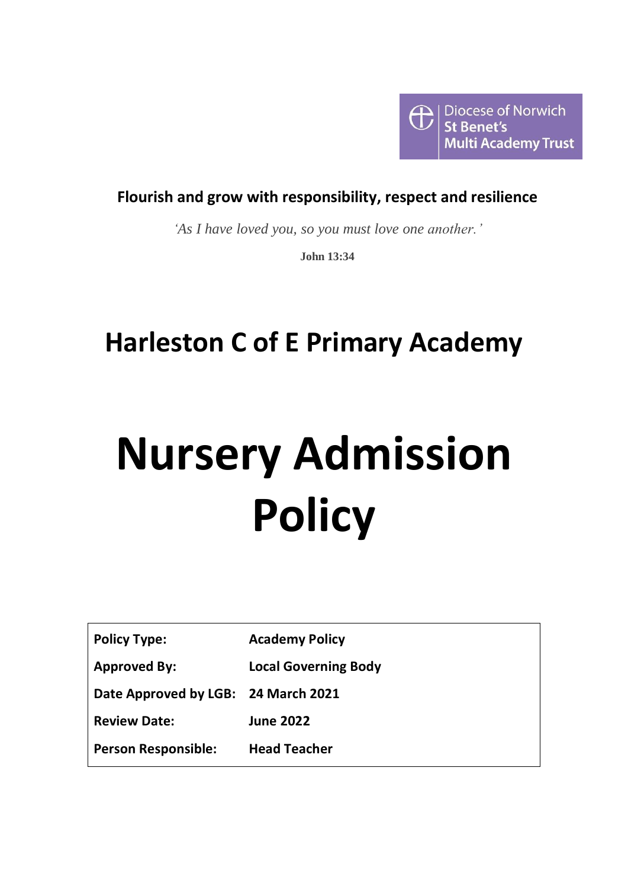Diocese of Norwich
St Benet's
Multi Academy Trust

**Flourish and grow with responsibility, respect and resilience**

*'As I have loved you, so you must love one another.'*

**John 13:34**

## Harleston C of E Primary Academy

# Nursery Admission Policy

| | |
|---|---|
| **Policy Type:** | **Academy Policy** |
| **Approved By:** | **Local Governing Body** |
| **Date Approved by LGB:** | **24 March 2021** |
| **Review Date:** | **June 2022** |
| **Person Responsible:** | **Head Teacher** |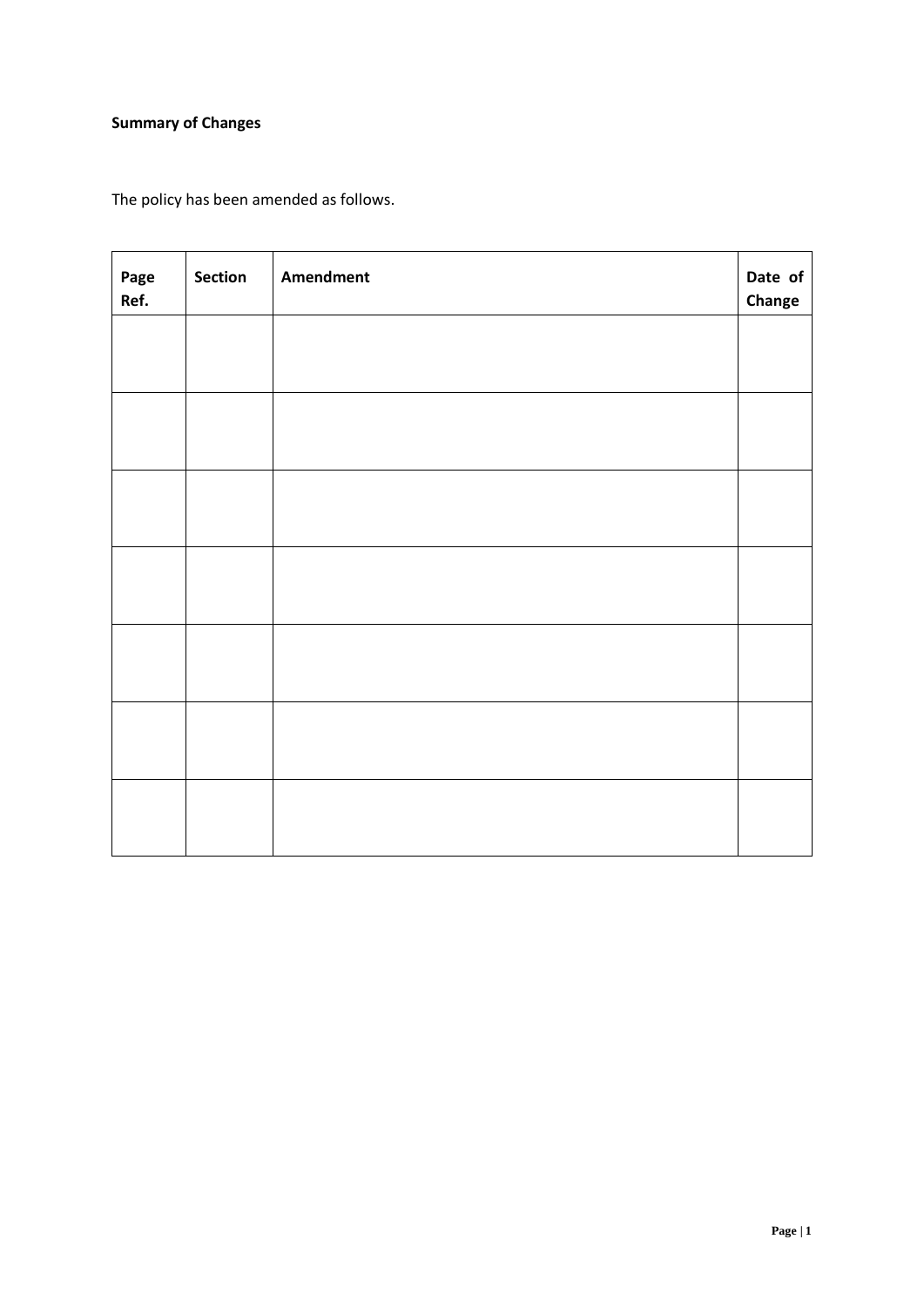**Summary of Changes**

The policy has been amended as follows.

| Page Ref. | Section | Amendment | Date of Change |
|---|---|---|---|
| | | | |
| | | | |
| | | | |
| | | | |
| | | | |
| | | | |
| | | | |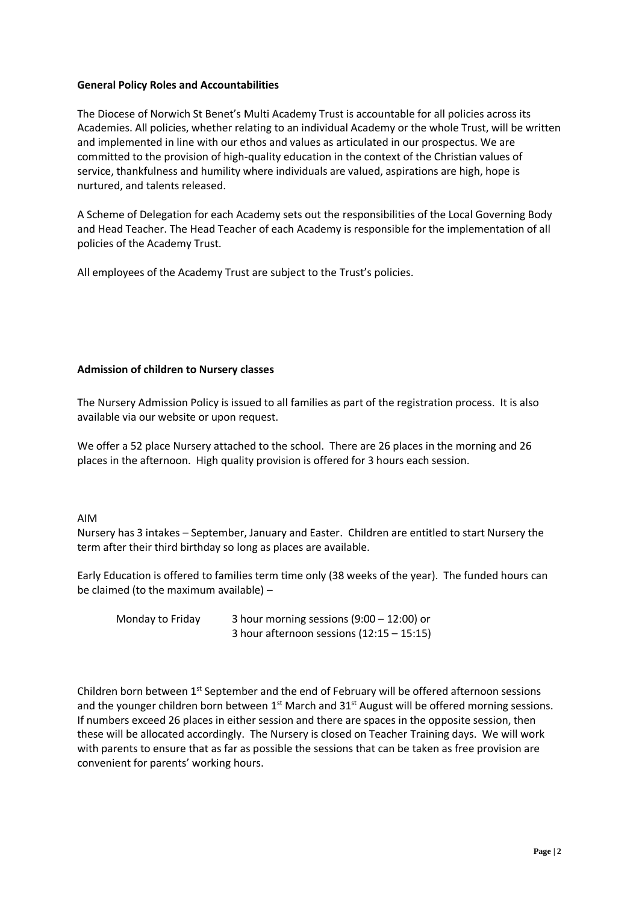**General Policy Roles and Accountabilities**

The Diocese of Norwich St Benet's Multi Academy Trust is accountable for all policies across its Academies. All policies, whether relating to an individual Academy or the whole Trust, will be written and implemented in line with our ethos and values as articulated in our prospectus. We are committed to the provision of high-quality education in the context of the Christian values of service, thankfulness and humility where individuals are valued, aspirations are high, hope is nurtured, and talents released.

A Scheme of Delegation for each Academy sets out the responsibilities of the Local Governing Body and Head Teacher. The Head Teacher of each Academy is responsible for the implementation of all policies of the Academy Trust.

All employees of the Academy Trust are subject to the Trust's policies.

**Admission of children to Nursery classes**

The Nursery Admission Policy is issued to all families as part of the registration process. It is also available via our website or upon request.

We offer a 52 place Nursery attached to the school. There are 26 places in the morning and 26 places in the afternoon. High quality provision is offered for 3 hours each session.

AIM

Nursery has 3 intakes – September, January and Easter. Children are entitled to start Nursery the term after their third birthday so long as places are available.

Early Education is offered to families term time only (38 weeks of the year). The funded hours can be claimed (to the maximum available) –

Monday to Friday 3 hour morning sessions (9:00 – 12:00) or
3 hour afternoon sessions (12:15 – 15:15)

Children born between 1st September and the end of February will be offered afternoon sessions and the younger children born between 1st March and 31st August will be offered morning sessions. If numbers exceed 26 places in either session and there are spaces in the opposite session, then these will be allocated accordingly. The Nursery is closed on Teacher Training days. We will work with parents to ensure that as far as possible the sessions that can be taken as free provision are convenient for parents' working hours.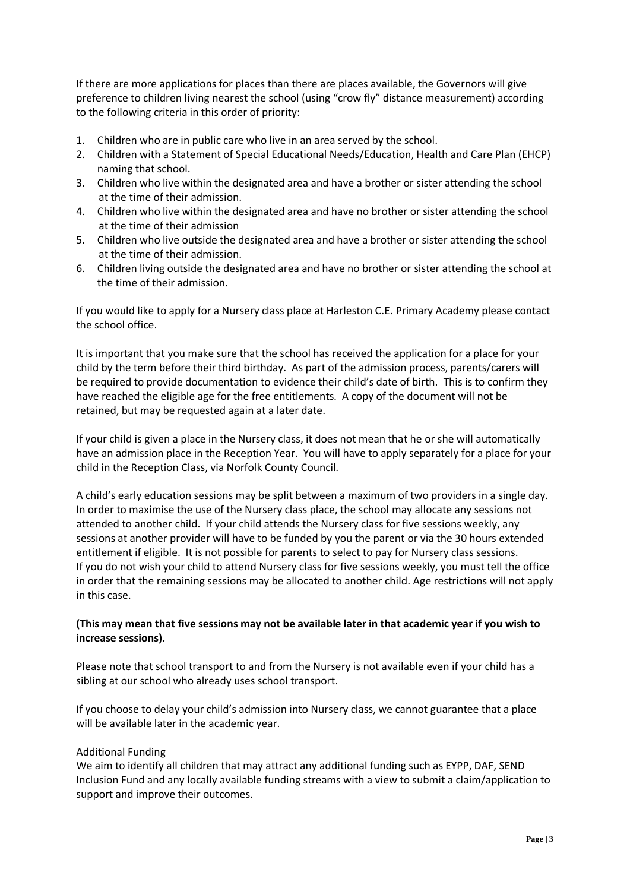If there are more applications for places than there are places available, the Governors will give preference to children living nearest the school (using "crow fly" distance measurement) according to the following criteria in this order of priority:

1. Children who are in public care who live in an area served by the school.
2. Children with a Statement of Special Educational Needs/Education, Health and Care Plan (EHCP) naming that school.
3. Children who live within the designated area and have a brother or sister attending the school at the time of their admission.
4. Children who live within the designated area and have no brother or sister attending the school at the time of their admission
5. Children who live outside the designated area and have a brother or sister attending the school at the time of their admission.
6. Children living outside the designated area and have no brother or sister attending the school at the time of their admission.

If you would like to apply for a Nursery class place at Harleston C.E. Primary Academy please contact the school office.

It is important that you make sure that the school has received the application for a place for your child by the term before their third birthday. As part of the admission process, parents/carers will be required to provide documentation to evidence their child's date of birth. This is to confirm they have reached the eligible age for the free entitlements. A copy of the document will not be retained, but may be requested again at a later date.

If your child is given a place in the Nursery class, it does not mean that he or she will automatically have an admission place in the Reception Year. You will have to apply separately for a place for your child in the Reception Class, via Norfolk County Council.

A child's early education sessions may be split between a maximum of two providers in a single day. In order to maximise the use of the Nursery class place, the school may allocate any sessions not attended to another child. If your child attends the Nursery class for five sessions weekly, any sessions at another provider will have to be funded by you the parent or via the 30 hours extended entitlement if eligible. It is not possible for parents to select to pay for Nursery class sessions. If you do not wish your child to attend Nursery class for five sessions weekly, you must tell the office in order that the remaining sessions may be allocated to another child. Age restrictions will not apply in this case.

**(This may mean that five sessions may not be available later in that academic year if you wish to increase sessions).**

Please note that school transport to and from the Nursery is not available even if your child has a sibling at our school who already uses school transport.

If you choose to delay your child's admission into Nursery class, we cannot guarantee that a place will be available later in the academic year.

Additional Funding

We aim to identify all children that may attract any additional funding such as EYPP, DAF, SEND Inclusion Fund and any locally available funding streams with a view to submit a claim/application to support and improve their outcomes.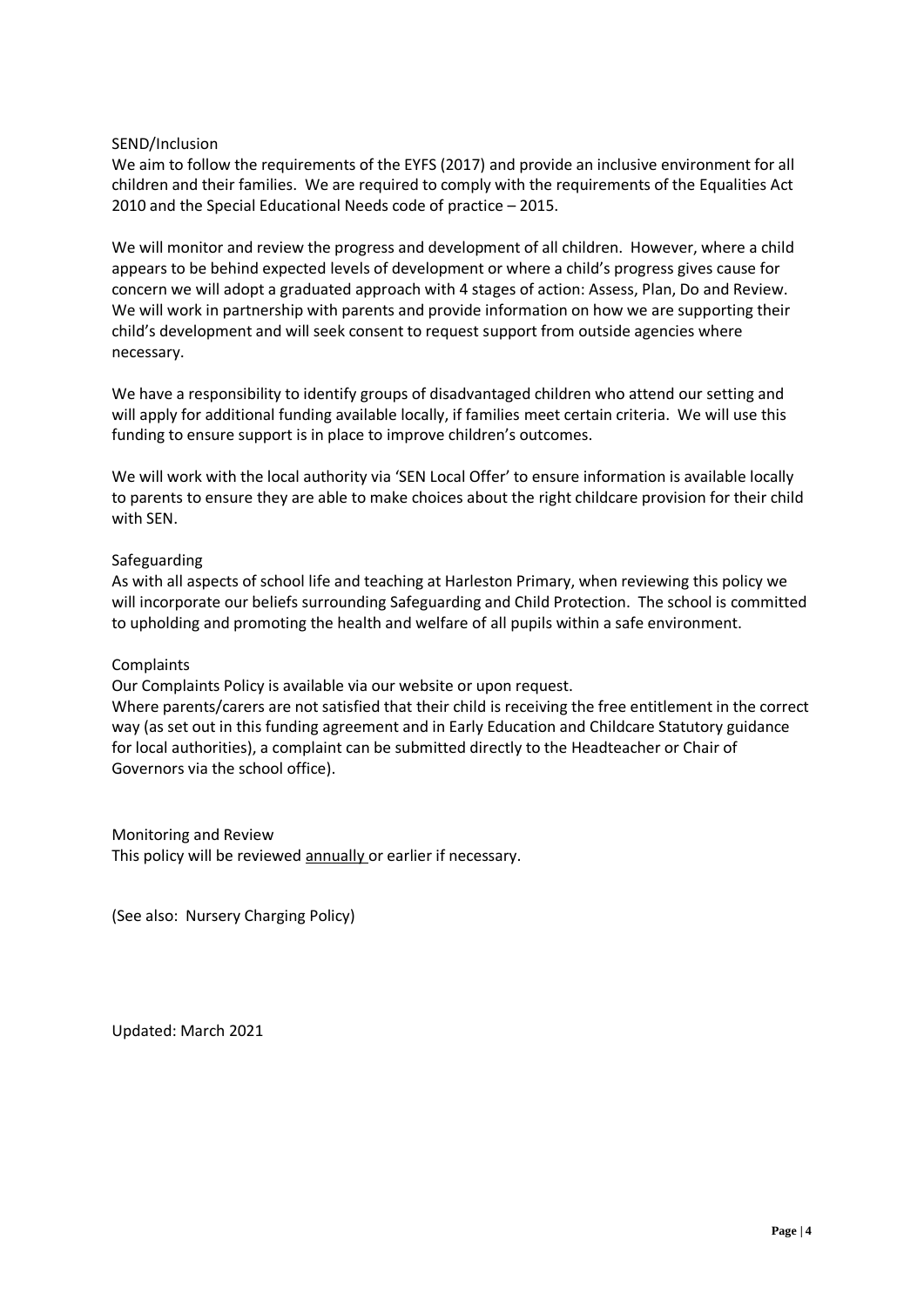## SEND/Inclusion

We aim to follow the requirements of the EYFS (2017) and provide an inclusive environment for all children and their families. We are required to comply with the requirements of the Equalities Act 2010 and the Special Educational Needs code of practice – 2015.

We will monitor and review the progress and development of all children. However, where a child appears to be behind expected levels of development or where a child's progress gives cause for concern we will adopt a graduated approach with 4 stages of action: Assess, Plan, Do and Review. We will work in partnership with parents and provide information on how we are supporting their child's development and will seek consent to request support from outside agencies where necessary.

We have a responsibility to identify groups of disadvantaged children who attend our setting and will apply for additional funding available locally, if families meet certain criteria. We will use this funding to ensure support is in place to improve children's outcomes.

We will work with the local authority via 'SEN Local Offer' to ensure information is available locally to parents to ensure they are able to make choices about the right childcare provision for their child with SEN.

## Safeguarding

As with all aspects of school life and teaching at Harleston Primary, when reviewing this policy we will incorporate our beliefs surrounding Safeguarding and Child Protection. The school is committed to upholding and promoting the health and welfare of all pupils within a safe environment.

## Complaints

Our Complaints Policy is available via our website or upon request.

Where parents/carers are not satisfied that their child is receiving the free entitlement in the correct way (as set out in this funding agreement and in Early Education and Childcare Statutory guidance for local authorities), a complaint can be submitted directly to the Headteacher or Chair of Governors via the school office).

## Monitoring and Review

This policy will be reviewed <u>annually</u> or earlier if necessary.

(See also: Nursery Charging Policy)

Updated: March 2021